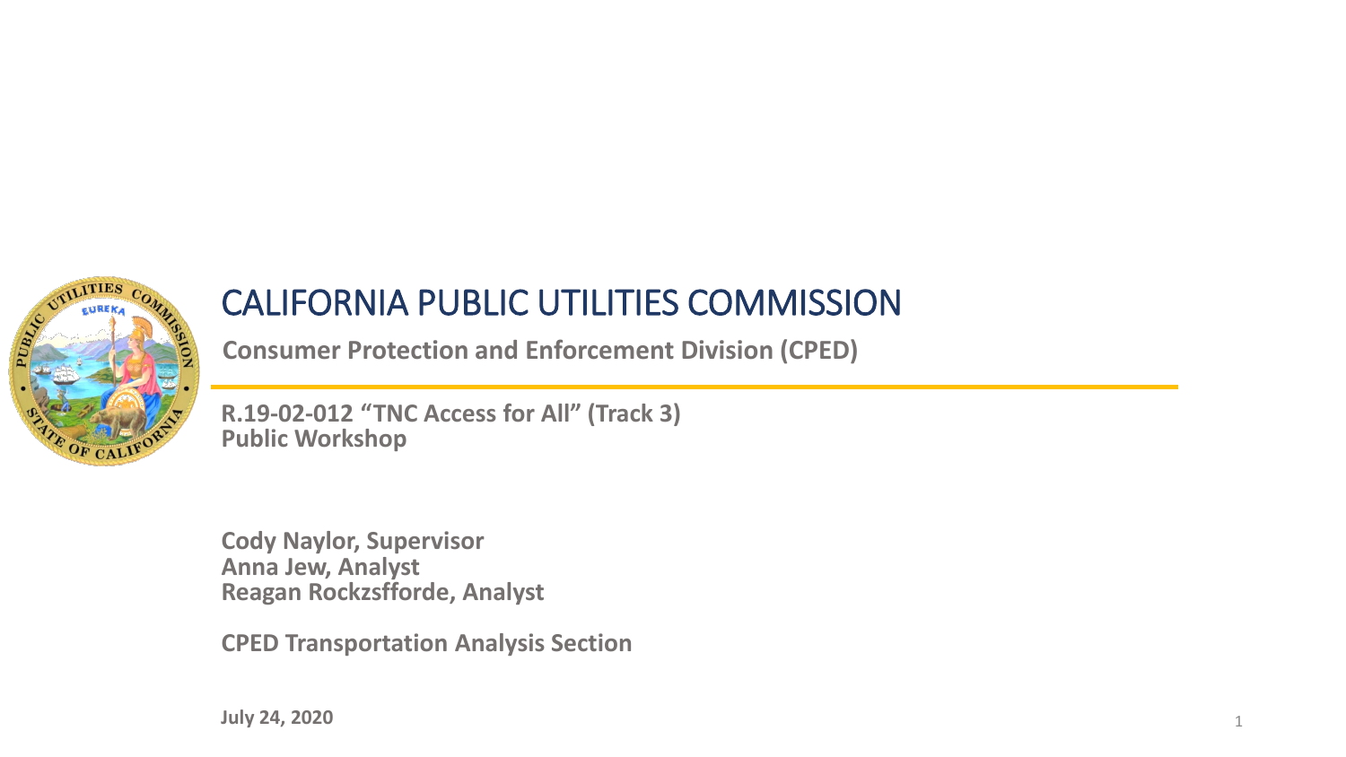# CALIFORNIA PUBLIC UTILITIES COMMISSION

**Consumer Protection and Enforcement Division (CPED)**

**R.19-02-012 "TNC Access for All" (Track 3)**
**Public Workshop**

**Cody Naylor, Supervisor**
**Anna Jew, Analyst**
**Reagan Rockzsfforde, Analyst**

**CPED Transportation Analysis Section**

**July 24, 2020**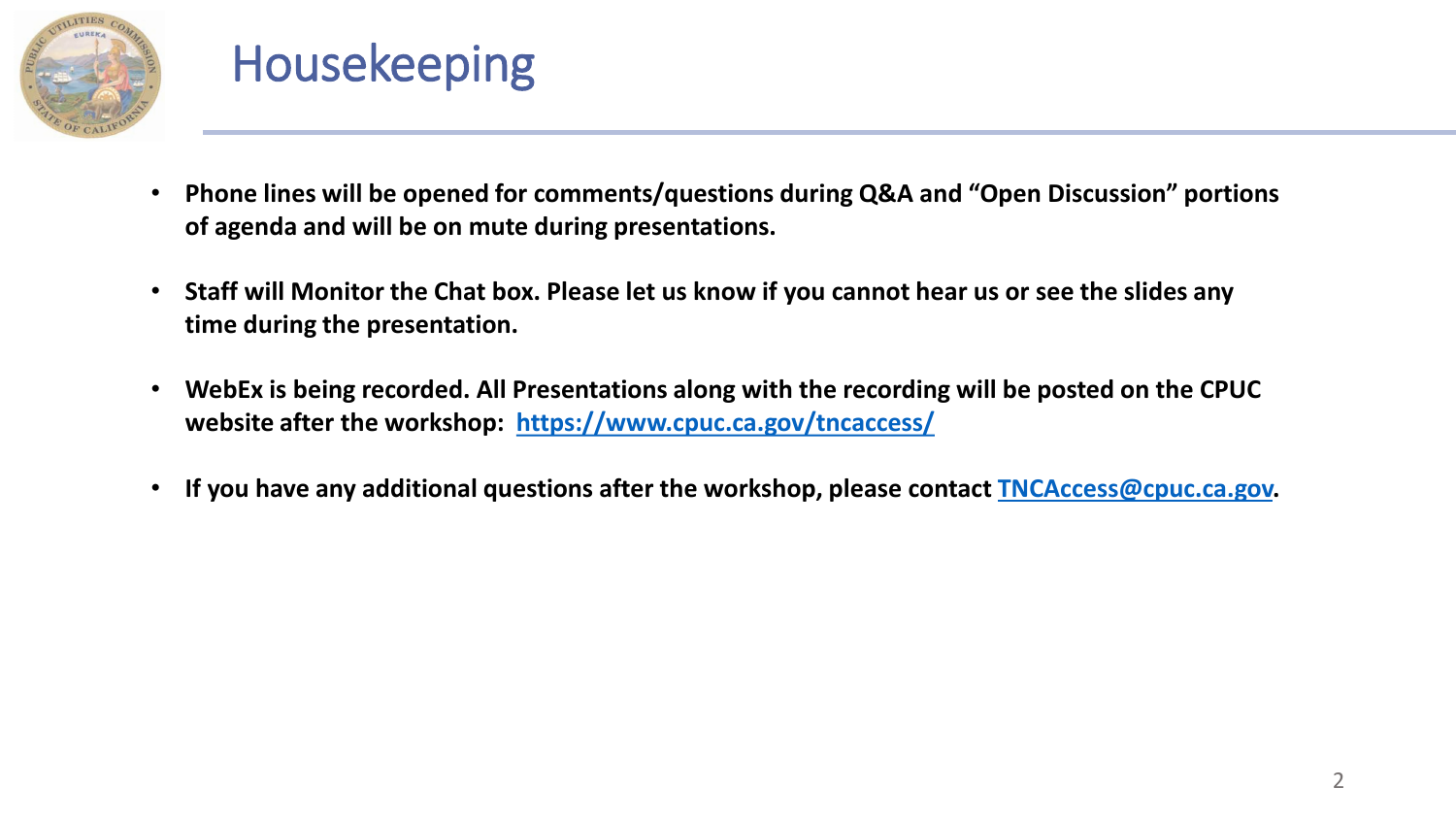# Housekeeping

- **Phone lines will be opened for comments/questions during Q&A and "Open Discussion" portions of agenda and will be on mute during presentations.**
- **Staff will Monitor the Chat box. Please let us know if you cannot hear us or see the slides any time during the presentation.**
- **WebEx is being recorded. All Presentations along with the recording will be posted on the CPUC website after the workshop: [https://www.cpuc.ca.gov/tncaccess/](https://www.cpuc.ca.gov/tncaccess/)**
- **If you have any additional questions after the workshop, please contact [TNCAccess@cpuc.ca.gov](mailto:TNCAccess@cpuc.ca.gov).**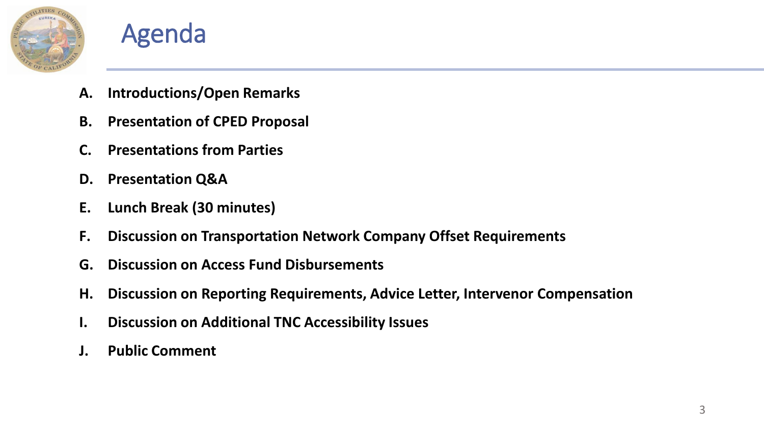# Agenda

A. **Introductions/Open Remarks**

B. **Presentation of CPED Proposal**

C. **Presentations from Parties**

D. **Presentation Q&A**

E. **Lunch Break (30 minutes)**

F. **Discussion on Transportation Network Company Offset Requirements**

G. **Discussion on Access Fund Disbursements**

H. **Discussion on Reporting Requirements, Advice Letter, Intervenor Compensation**

I. **Discussion on Additional TNC Accessibility Issues**

J. **Public Comment**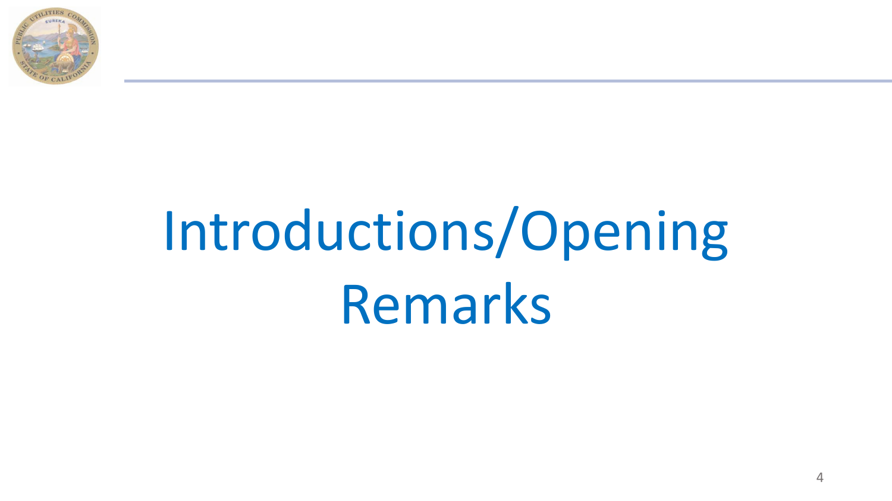# Introductions/Opening Remarks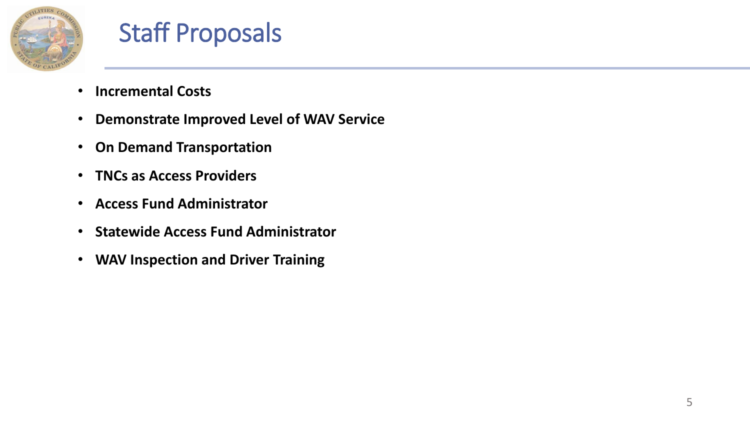# Staff Proposals

- **Incremental Costs**
- **Demonstrate Improved Level of WAV Service**
- **On Demand Transportation**
- **TNCs as Access Providers**
- **Access Fund Administrator**
- **Statewide Access Fund Administrator**
- **WAV Inspection and Driver Training**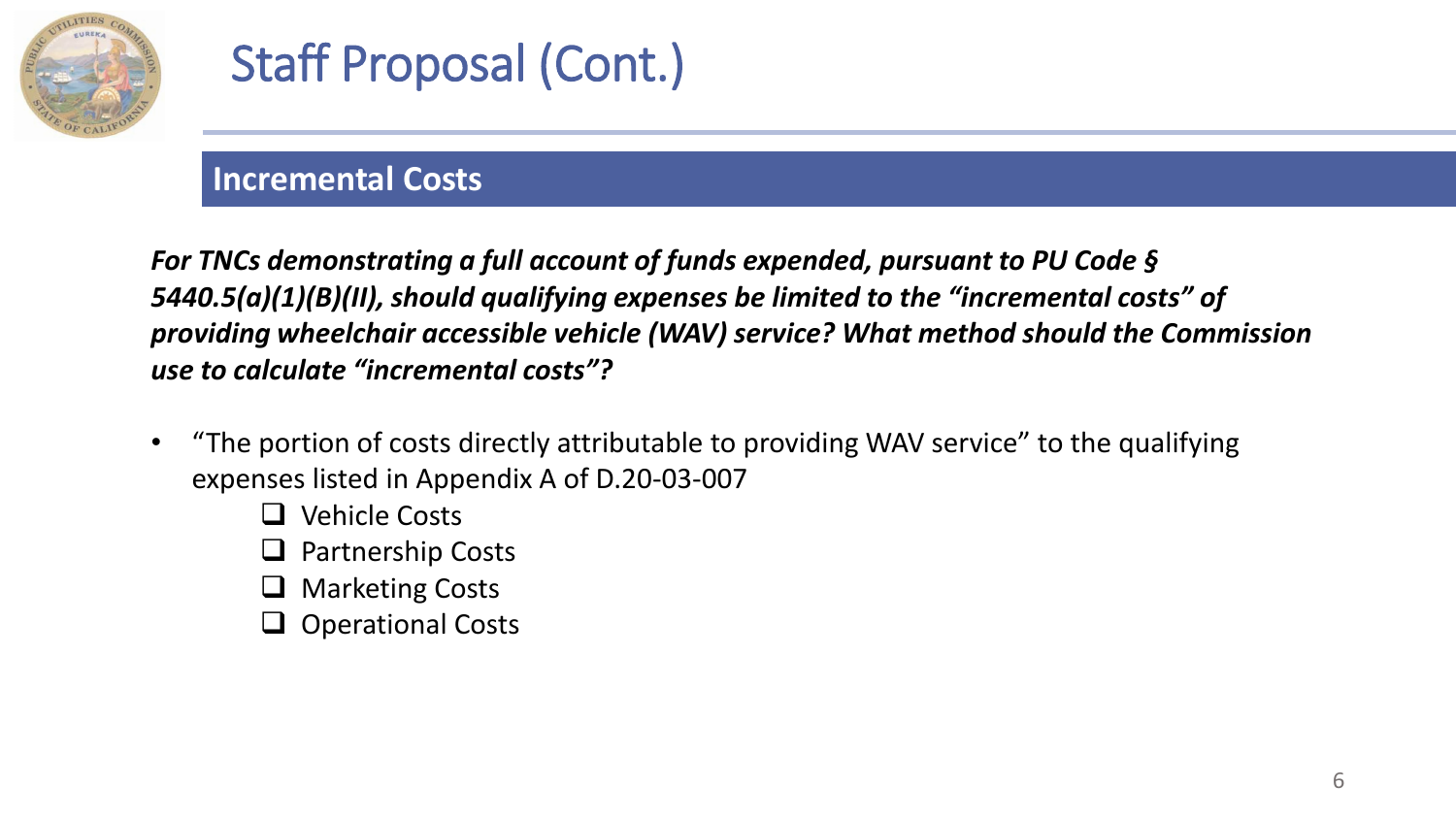# Staff Proposal (Cont.)

## Incremental Costs

***For TNCs demonstrating a full account of funds expended, pursuant to PU Code § 5440.5(a)(1)(B)(II), should qualifying expenses be limited to the "incremental costs" of providing wheelchair accessible vehicle (WAV) service? What method should the Commission use to calculate "incremental costs"?***

- "The portion of costs directly attributable to providing WAV service" to the qualifying expenses listed in Appendix A of D.20-03-007
  - ❑ Vehicle Costs
  - ❑ Partnership Costs
  - ❑ Marketing Costs
  - ❑ Operational Costs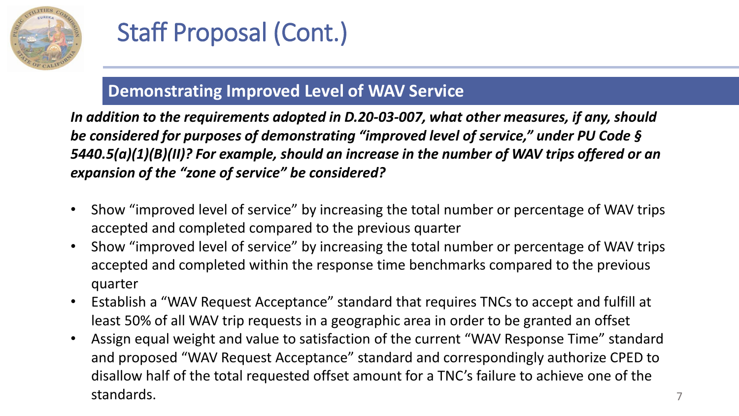# Staff Proposal (Cont.)

## Demonstrating Improved Level of WAV Service

***In addition to the requirements adopted in D.20-03-007, what other measures, if any, should be considered for purposes of demonstrating "improved level of service," under PU Code § 5440.5(a)(1)(B)(II)? For example, should an increase in the number of WAV trips offered or an expansion of the "zone of service" be considered?***

- Show "improved level of service" by increasing the total number or percentage of WAV trips accepted and completed compared to the previous quarter
- Show "improved level of service" by increasing the total number or percentage of WAV trips accepted and completed within the response time benchmarks compared to the previous quarter
- Establish a "WAV Request Acceptance" standard that requires TNCs to accept and fulfill at least 50% of all WAV trip requests in a geographic area in order to be granted an offset
- Assign equal weight and value to satisfaction of the current "WAV Response Time" standard and proposed "WAV Request Acceptance" standard and correspondingly authorize CPED to disallow half of the total requested offset amount for a TNC's failure to achieve one of the standards.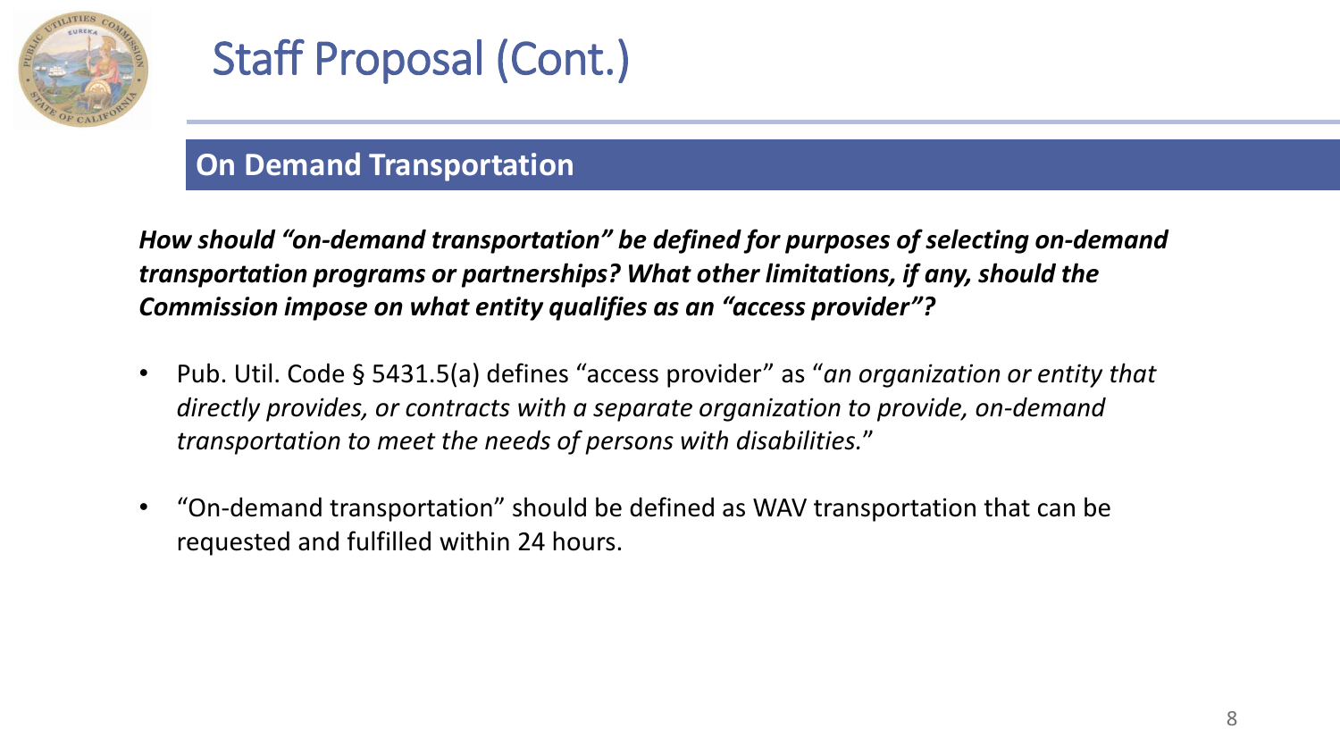# Staff Proposal (Cont.)

## On Demand Transportation

***How should "on-demand transportation" be defined for purposes of selecting on-demand transportation programs or partnerships? What other limitations, if any, should the Commission impose on what entity qualifies as an "access provider"?***

- Pub. Util. Code § 5431.5(a) defines "access provider" as "*an organization or entity that directly provides, or contracts with a separate organization to provide, on-demand transportation to meet the needs of persons with disabilities.*"
- "On-demand transportation" should be defined as WAV transportation that can be requested and fulfilled within 24 hours.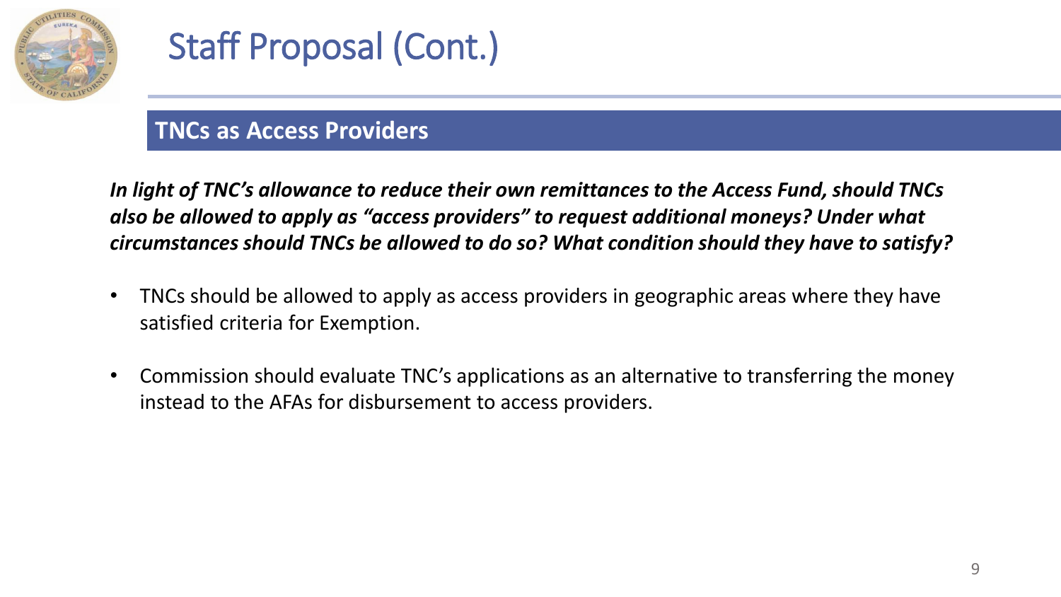# Staff Proposal (Cont.)

## TNCs as Access Providers

***In light of TNC's allowance to reduce their own remittances to the Access Fund, should TNCs also be allowed to apply as "access providers" to request additional moneys? Under what circumstances should TNCs be allowed to do so? What condition should they have to satisfy?***

- TNCs should be allowed to apply as access providers in geographic areas where they have satisfied criteria for Exemption.
- Commission should evaluate TNC's applications as an alternative to transferring the money instead to the AFAs for disbursement to access providers.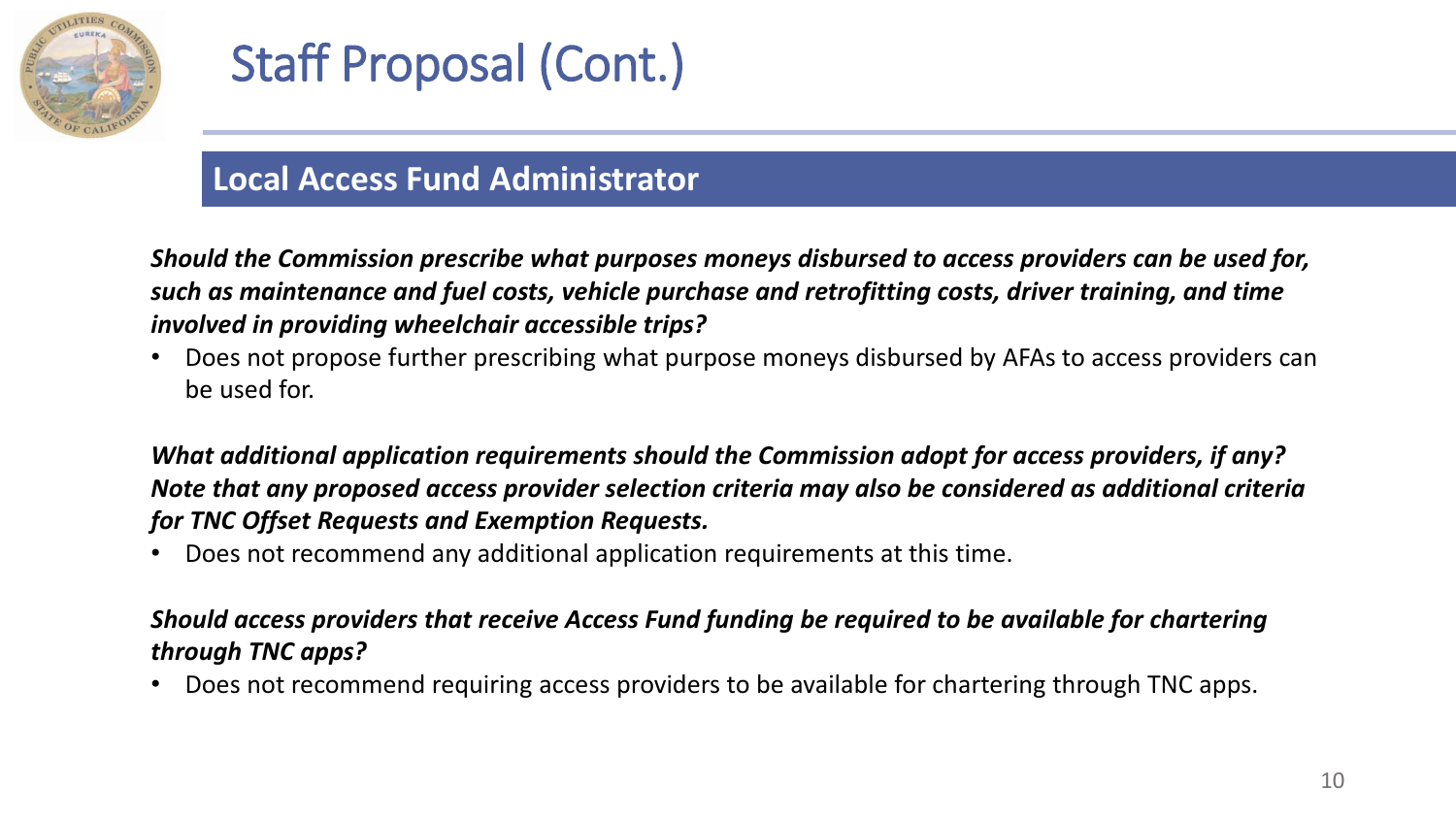# Staff Proposal (Cont.)

## Local Access Fund Administrator

***Should the Commission prescribe what purposes moneys disbursed to access providers can be used for, such as maintenance and fuel costs, vehicle purchase and retrofitting costs, driver training, and time involved in providing wheelchair accessible trips?***

- Does not propose further prescribing what purpose moneys disbursed by AFAs to access providers can be used for.

***What additional application requirements should the Commission adopt for access providers, if any? Note that any proposed access provider selection criteria may also be considered as additional criteria for TNC Offset Requests and Exemption Requests.***

- Does not recommend any additional application requirements at this time.

***Should access providers that receive Access Fund funding be required to be available for chartering through TNC apps?***

- Does not recommend requiring access providers to be available for chartering through TNC apps.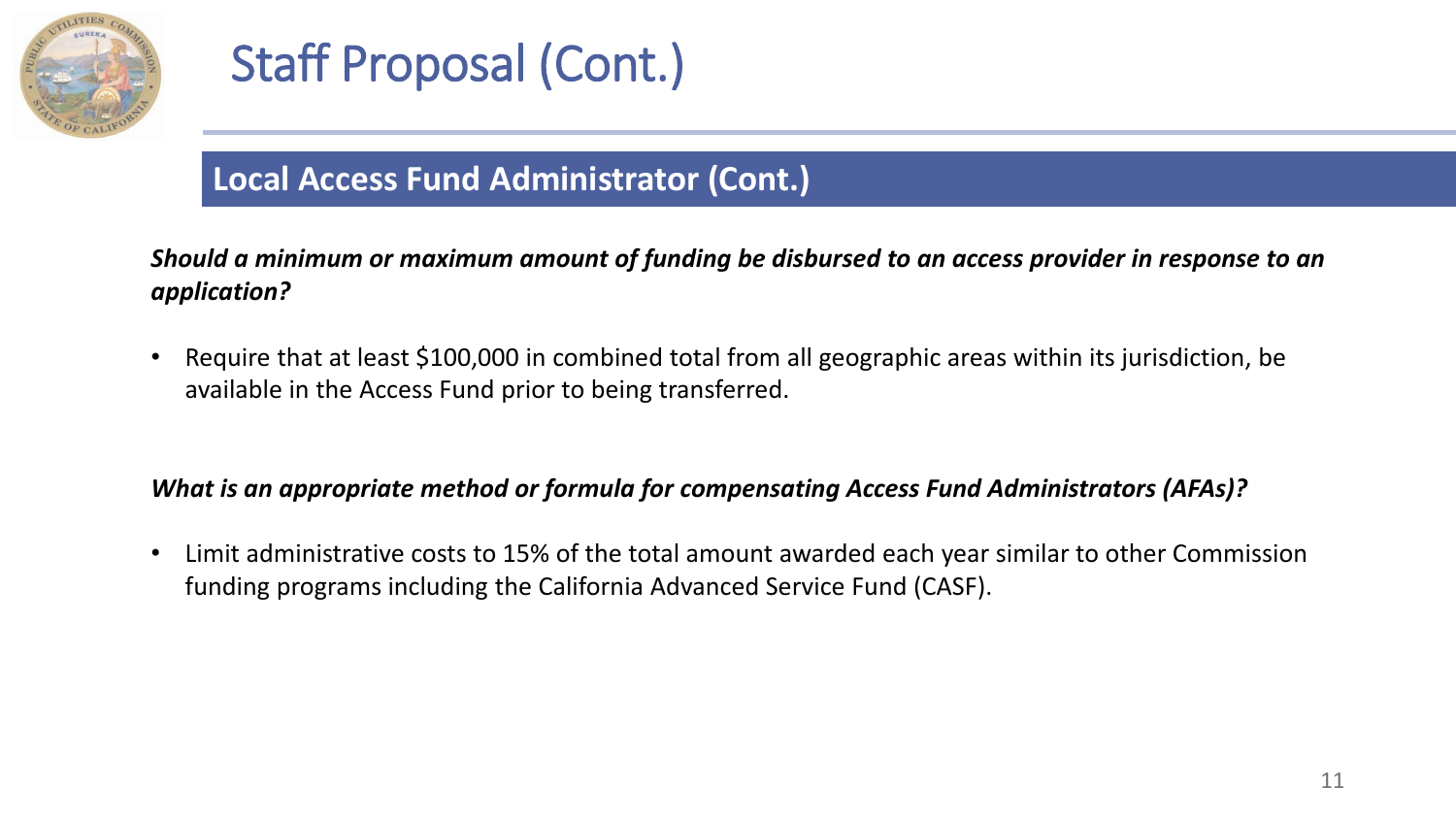# Staff Proposal (Cont.)

## Local Access Fund Administrator (Cont.)

***Should a minimum or maximum amount of funding be disbursed to an access provider in response to an application?***

- Require that at least $100,000 in combined total from all geographic areas within its jurisdiction, be available in the Access Fund prior to being transferred.

***What is an appropriate method or formula for compensating Access Fund Administrators (AFAs)?***

- Limit administrative costs to 15% of the total amount awarded each year similar to other Commission funding programs including the California Advanced Service Fund (CASF).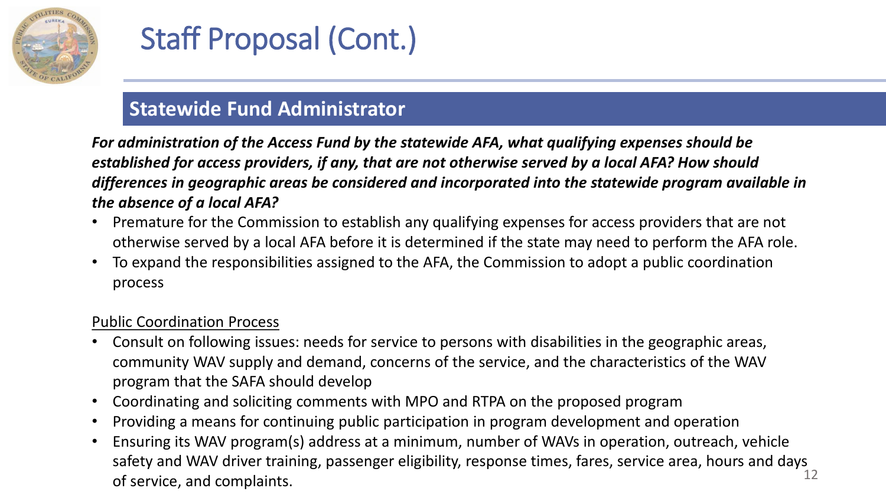# Staff Proposal (Cont.)

## Statewide Fund Administrator

***For administration of the Access Fund by the statewide AFA, what qualifying expenses should be established for access providers, if any, that are not otherwise served by a local AFA? How should differences in geographic areas be considered and incorporated into the statewide program available in the absence of a local AFA?***

- Premature for the Commission to establish any qualifying expenses for access providers that are not otherwise served by a local AFA before it is determined if the state may need to perform the AFA role.
- To expand the responsibilities assigned to the AFA, the Commission to adopt a public coordination process

<u>Public Coordination Process</u>

- Consult on following issues: needs for service to persons with disabilities in the geographic areas, community WAV supply and demand, concerns of the service, and the characteristics of the WAV program that the SAFA should develop
- Coordinating and soliciting comments with MPO and RTPA on the proposed program
- Providing a means for continuing public participation in program development and operation
- Ensuring its WAV program(s) address at a minimum, number of WAVs in operation, outreach, vehicle safety and WAV driver training, passenger eligibility, response times, fares, service area, hours and days of service, and complaints.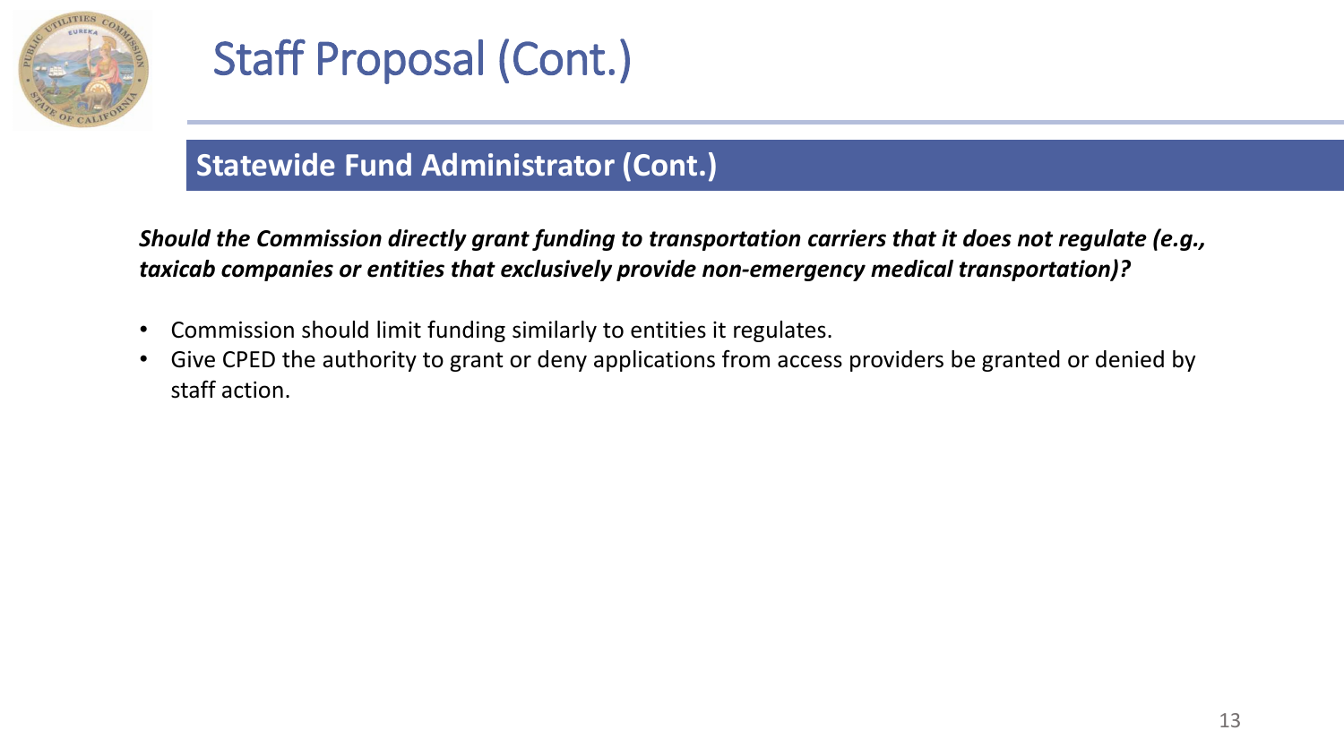# Staff Proposal (Cont.)

## Statewide Fund Administrator (Cont.)

***Should the Commission directly grant funding to transportation carriers that it does not regulate (e.g., taxicab companies or entities that exclusively provide non-emergency medical transportation)?***

- Commission should limit funding similarly to entities it regulates.
- Give CPED the authority to grant or deny applications from access providers be granted or denied by staff action.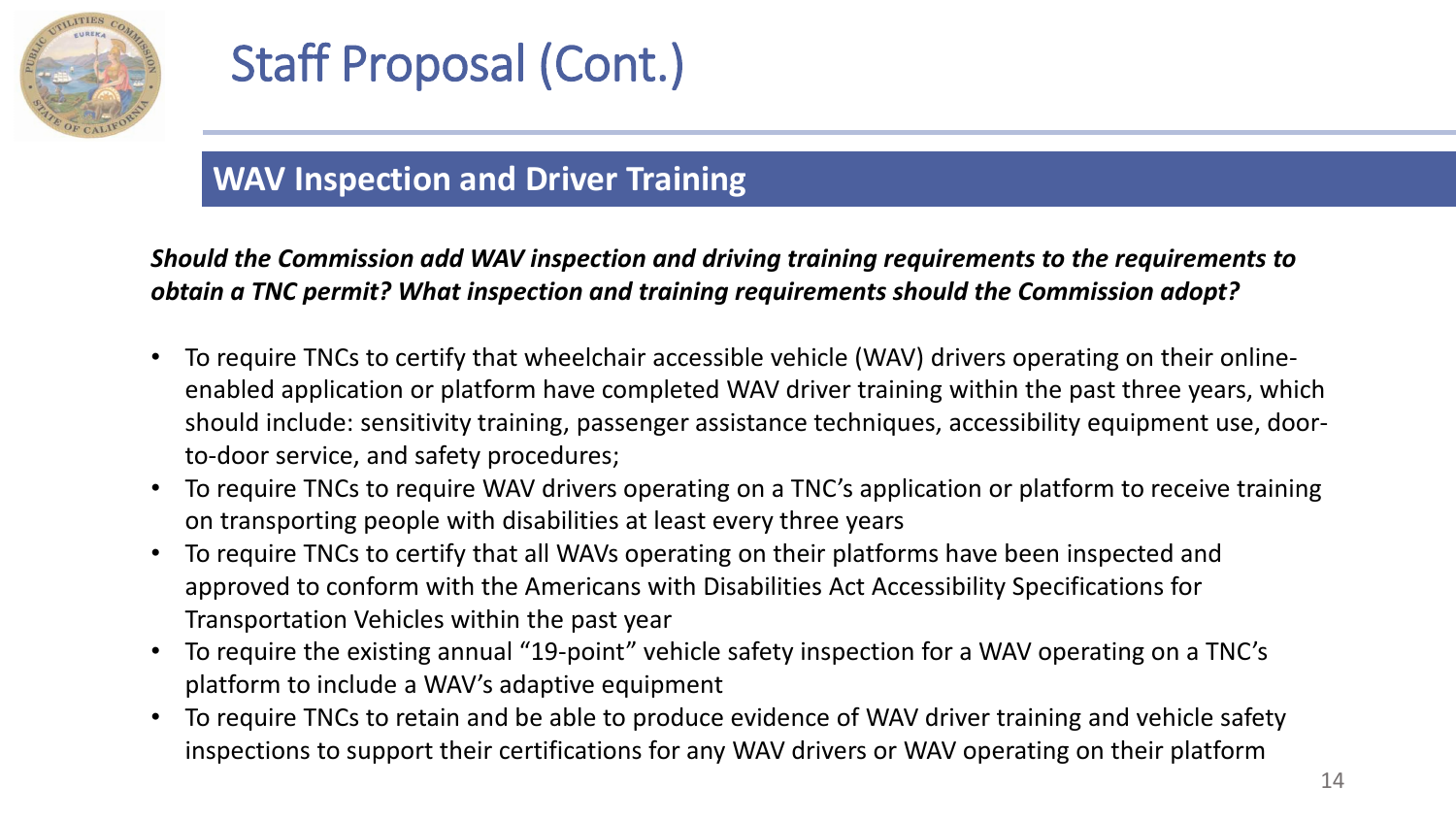# Staff Proposal (Cont.)

## WAV Inspection and Driver Training

***Should the Commission add WAV inspection and driving training requirements to the requirements to obtain a TNC permit? What inspection and training requirements should the Commission adopt?***

- To require TNCs to certify that wheelchair accessible vehicle (WAV) drivers operating on their online-enabled application or platform have completed WAV driver training within the past three years, which should include: sensitivity training, passenger assistance techniques, accessibility equipment use, door-to-door service, and safety procedures;
- To require TNCs to require WAV drivers operating on a TNC's application or platform to receive training on transporting people with disabilities at least every three years
- To require TNCs to certify that all WAVs operating on their platforms have been inspected and approved to conform with the Americans with Disabilities Act Accessibility Specifications for Transportation Vehicles within the past year
- To require the existing annual "19-point" vehicle safety inspection for a WAV operating on a TNC's platform to include a WAV's adaptive equipment
- To require TNCs to retain and be able to produce evidence of WAV driver training and vehicle safety inspections to support their certifications for any WAV drivers or WAV operating on their platform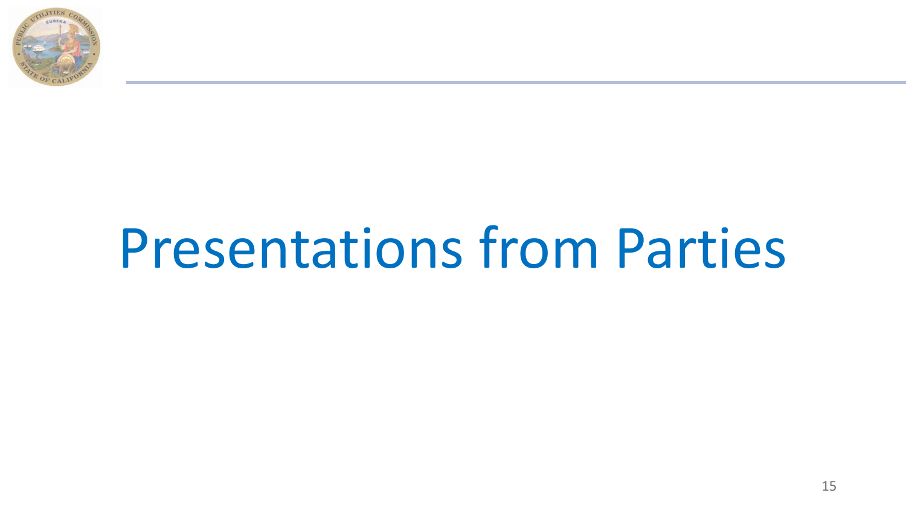# Presentations from Parties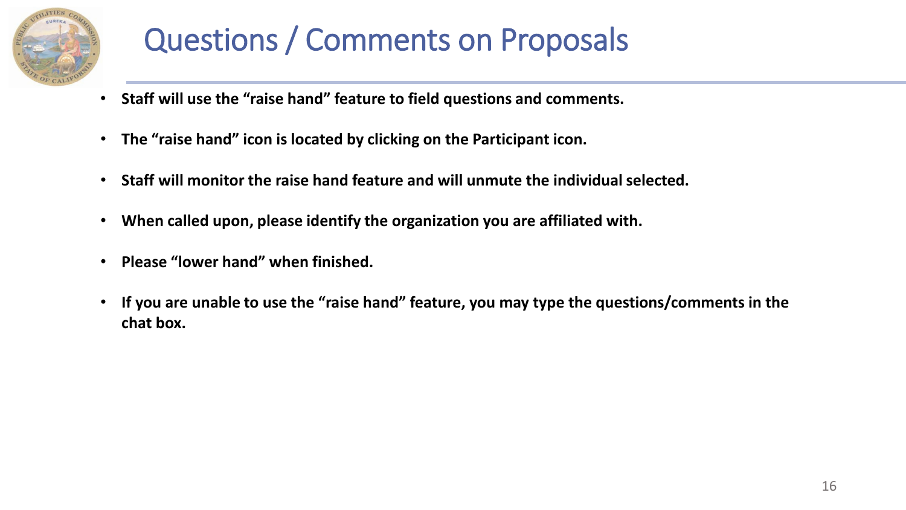# Questions / Comments on Proposals

- **Staff will use the “raise hand” feature to field questions and comments.**
- **The “raise hand” icon is located by clicking on the Participant icon.**
- **Staff will monitor the raise hand feature and will unmute the individual selected.**
- **When called upon, please identify the organization you are affiliated with.**
- **Please “lower hand” when finished.**
- **If you are unable to use the “raise hand” feature, you may type the questions/comments in the chat box.**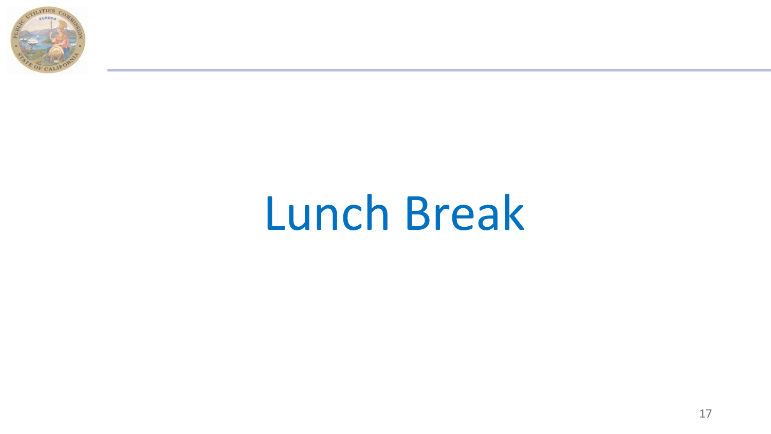# Lunch Break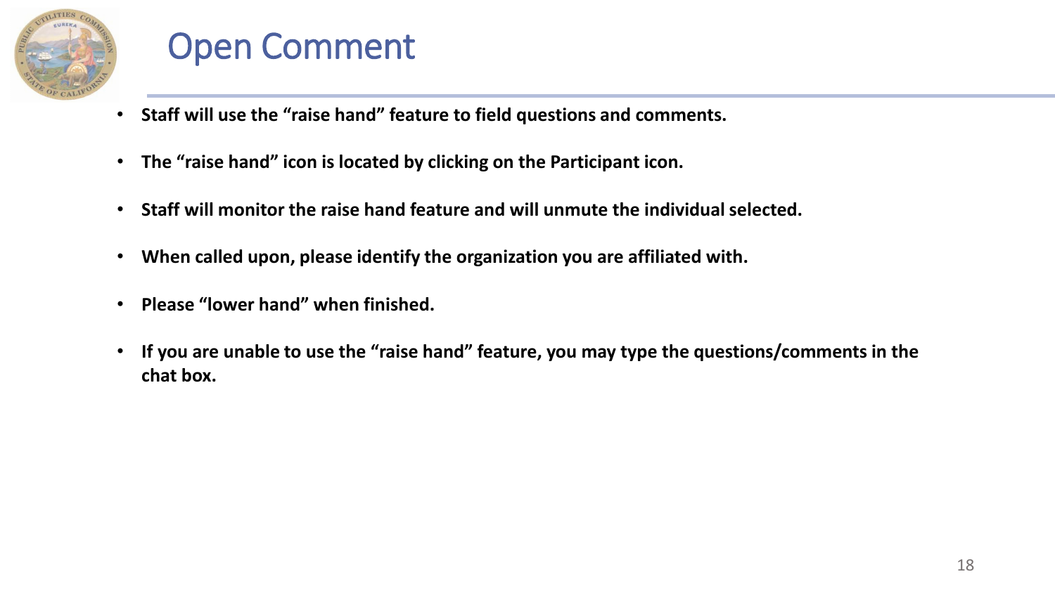# Open Comment

- **Staff will use the “raise hand” feature to field questions and comments.**
- **The “raise hand” icon is located by clicking on the Participant icon.**
- **Staff will monitor the raise hand feature and will unmute the individual selected.**
- **When called upon, please identify the organization you are affiliated with.**
- **Please “lower hand” when finished.**
- **If you are unable to use the “raise hand” feature, you may type the questions/comments in the chat box.**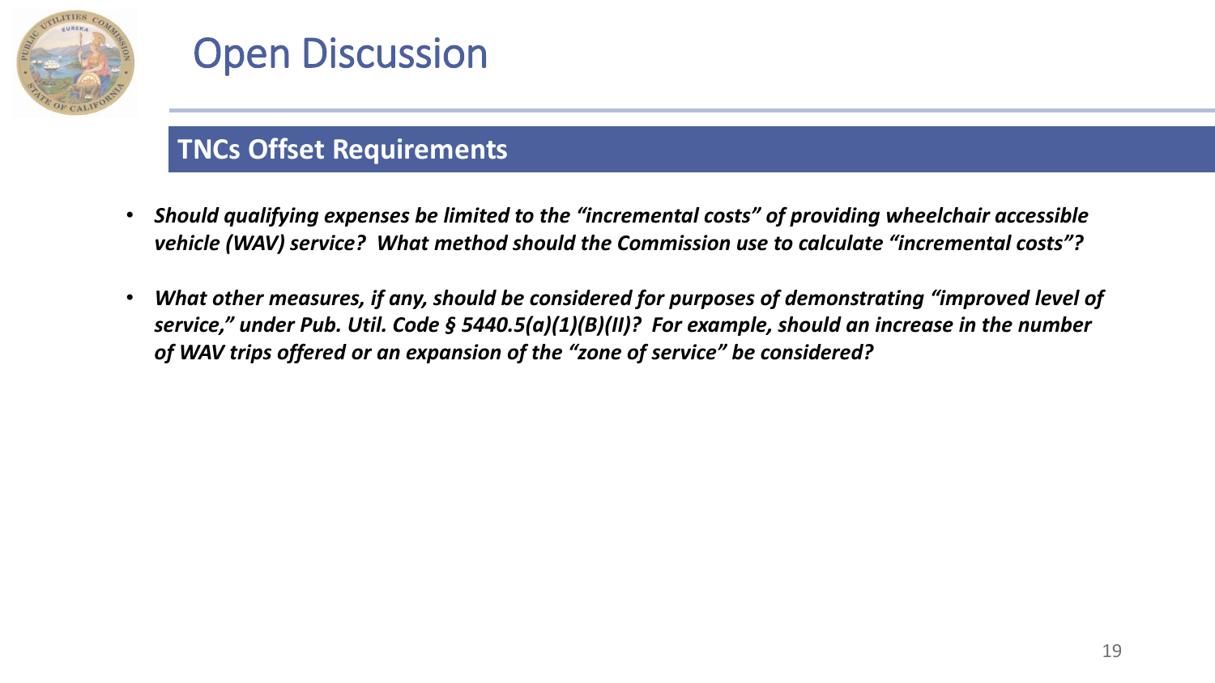# Open Discussion

## TNCs Offset Requirements

- ***Should qualifying expenses be limited to the "incremental costs" of providing wheelchair accessible vehicle (WAV) service? What method should the Commission use to calculate "incremental costs"?***
- ***What other measures, if any, should be considered for purposes of demonstrating "improved level of service," under Pub. Util. Code § 5440.5(a)(1)(B)(II)? For example, should an increase in the number of WAV trips offered or an expansion of the "zone of service" be considered?***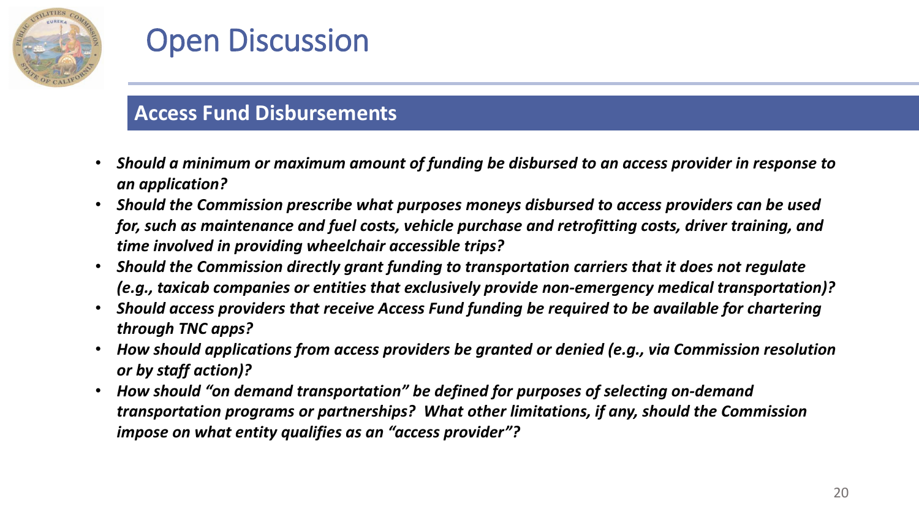# Open Discussion

## Access Fund Disbursements

- ***Should a minimum or maximum amount of funding be disbursed to an access provider in response to an application?***
- ***Should the Commission prescribe what purposes moneys disbursed to access providers can be used for, such as maintenance and fuel costs, vehicle purchase and retrofitting costs, driver training, and time involved in providing wheelchair accessible trips?***
- ***Should the Commission directly grant funding to transportation carriers that it does not regulate (e.g., taxicab companies or entities that exclusively provide non-emergency medical transportation)?***
- ***Should access providers that receive Access Fund funding be required to be available for chartering through TNC apps?***
- ***How should applications from access providers be granted or denied (e.g., via Commission resolution or by staff action)?***
- ***How should "on demand transportation" be defined for purposes of selecting on-demand transportation programs or partnerships? What other limitations, if any, should the Commission impose on what entity qualifies as an "access provider"?***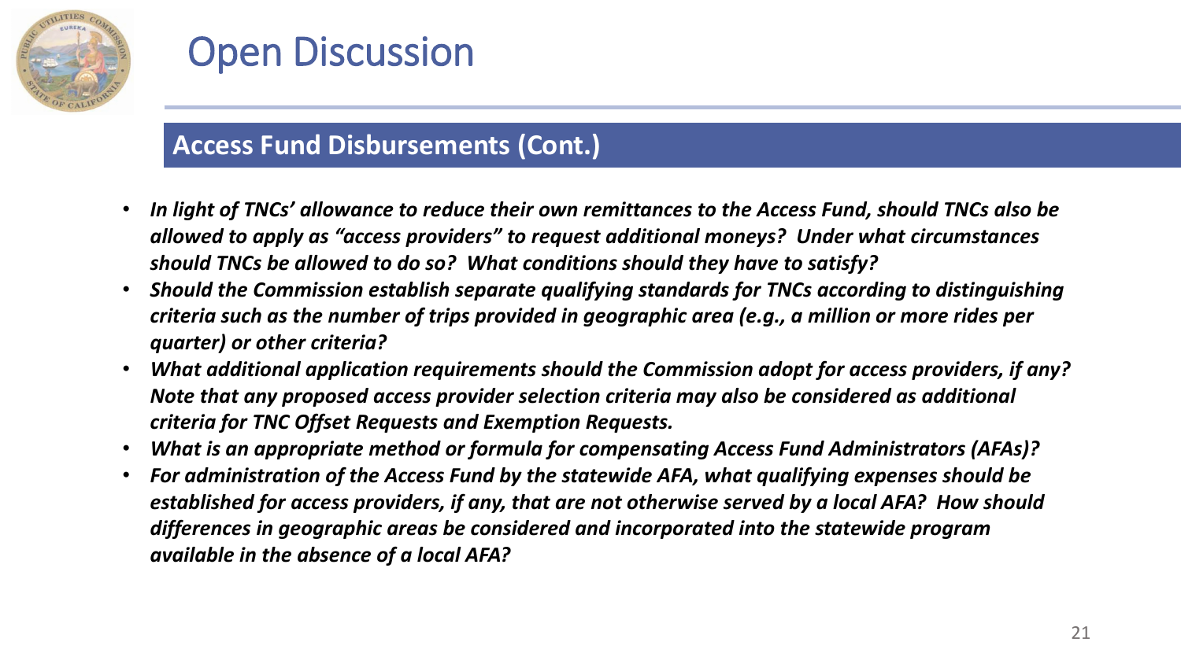# Open Discussion

## Access Fund Disbursements (Cont.)

- ***In light of TNCs' allowance to reduce their own remittances to the Access Fund, should TNCs also be allowed to apply as "access providers" to request additional moneys? Under what circumstances should TNCs be allowed to do so? What conditions should they have to satisfy?***
- ***Should the Commission establish separate qualifying standards for TNCs according to distinguishing criteria such as the number of trips provided in geographic area (e.g., a million or more rides per quarter) or other criteria?***
- ***What additional application requirements should the Commission adopt for access providers, if any? Note that any proposed access provider selection criteria may also be considered as additional criteria for TNC Offset Requests and Exemption Requests.***
- ***What is an appropriate method or formula for compensating Access Fund Administrators (AFAs)?***
- ***For administration of the Access Fund by the statewide AFA, what qualifying expenses should be established for access providers, if any, that are not otherwise served by a local AFA? How should differences in geographic areas be considered and incorporated into the statewide program available in the absence of a local AFA?***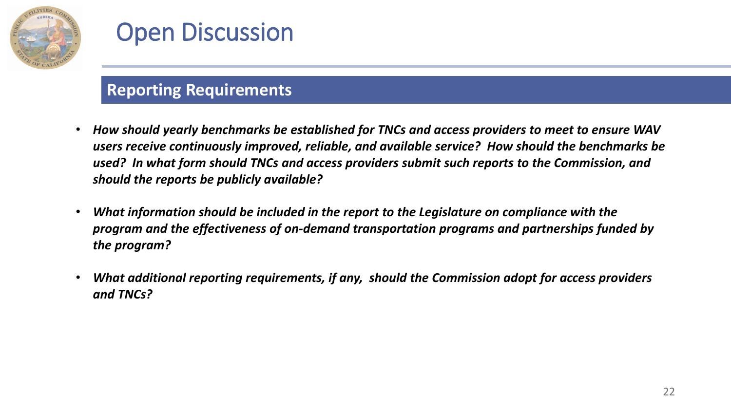# Open Discussion

## Reporting Requirements

- ***How should yearly benchmarks be established for TNCs and access providers to meet to ensure WAV users receive continuously improved, reliable, and available service? How should the benchmarks be used? In what form should TNCs and access providers submit such reports to the Commission, and should the reports be publicly available?***
- ***What information should be included in the report to the Legislature on compliance with the program and the effectiveness of on-demand transportation programs and partnerships funded by the program?***
- ***What additional reporting requirements, if any, should the Commission adopt for access providers and TNCs?***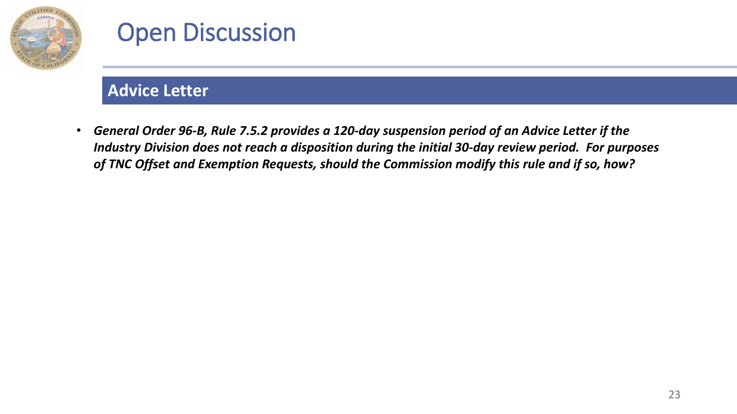# Open Discussion

## Advice Letter

- ***General Order 96-B, Rule 7.5.2 provides a 120-day suspension period of an Advice Letter if the Industry Division does not reach a disposition during the initial 30-day review period. For purposes of TNC Offset and Exemption Requests, should the Commission modify this rule and if so, how?***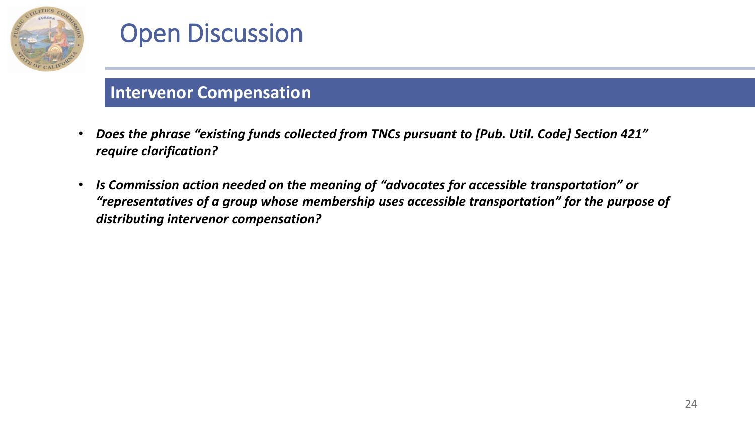# Open Discussion

## Intervenor Compensation

- ***Does the phrase "existing funds collected from TNCs pursuant to [Pub. Util. Code] Section 421" require clarification?***
- ***Is Commission action needed on the meaning of "advocates for accessible transportation" or "representatives of a group whose membership uses accessible transportation" for the purpose of distributing intervenor compensation?***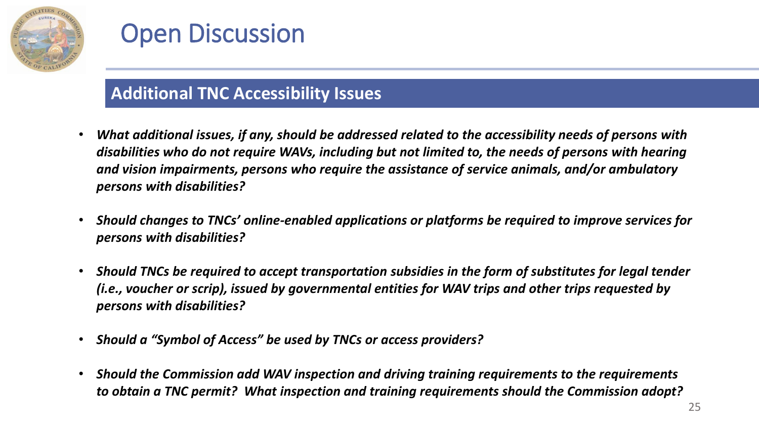# Open Discussion

## Additional TNC Accessibility Issues

- ***What additional issues, if any, should be addressed related to the accessibility needs of persons with disabilities who do not require WAVs, including but not limited to, the needs of persons with hearing and vision impairments, persons who require the assistance of service animals, and/or ambulatory persons with disabilities?***
- ***Should changes to TNCs' online-enabled applications or platforms be required to improve services for persons with disabilities?***
- ***Should TNCs be required to accept transportation subsidies in the form of substitutes for legal tender (i.e., voucher or scrip), issued by governmental entities for WAV trips and other trips requested by persons with disabilities?***
- ***Should a "Symbol of Access" be used by TNCs or access providers?***
- ***Should the Commission add WAV inspection and driving training requirements to the requirements to obtain a TNC permit? What inspection and training requirements should the Commission adopt?***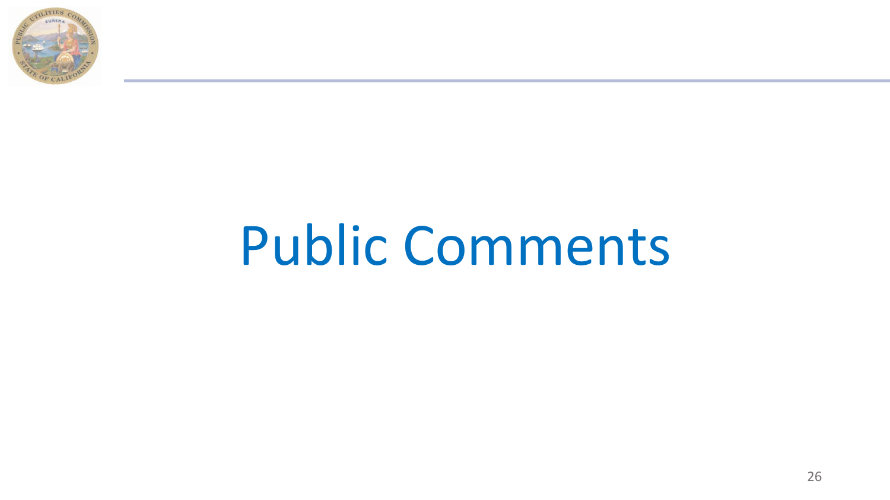# Public Comments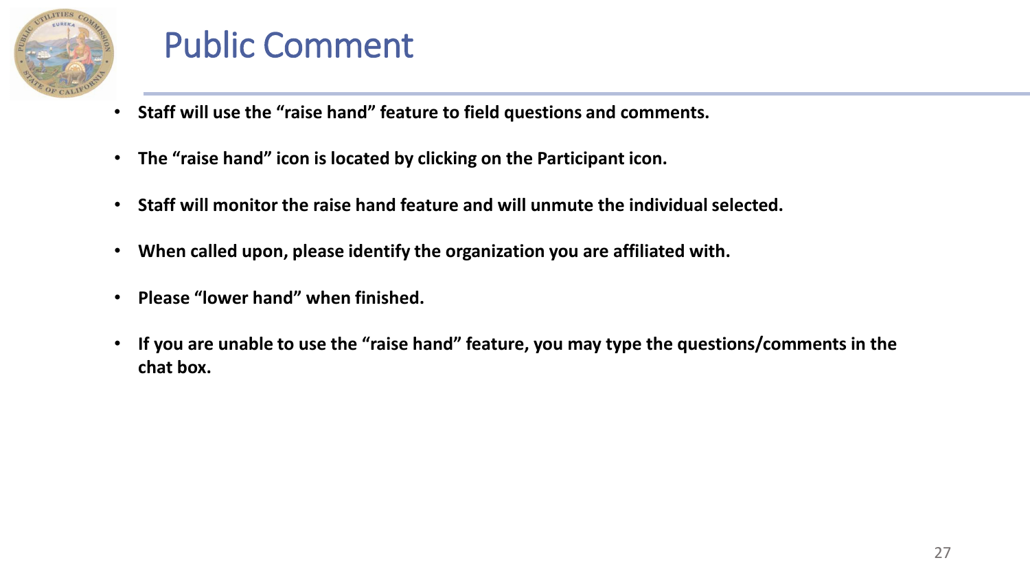# Public Comment

- **Staff will use the “raise hand” feature to field questions and comments.**
- **The “raise hand” icon is located by clicking on the Participant icon.**
- **Staff will monitor the raise hand feature and will unmute the individual selected.**
- **When called upon, please identify the organization you are affiliated with.**
- **Please “lower hand” when finished.**
- **If you are unable to use the “raise hand” feature, you may type the questions/comments in the chat box.**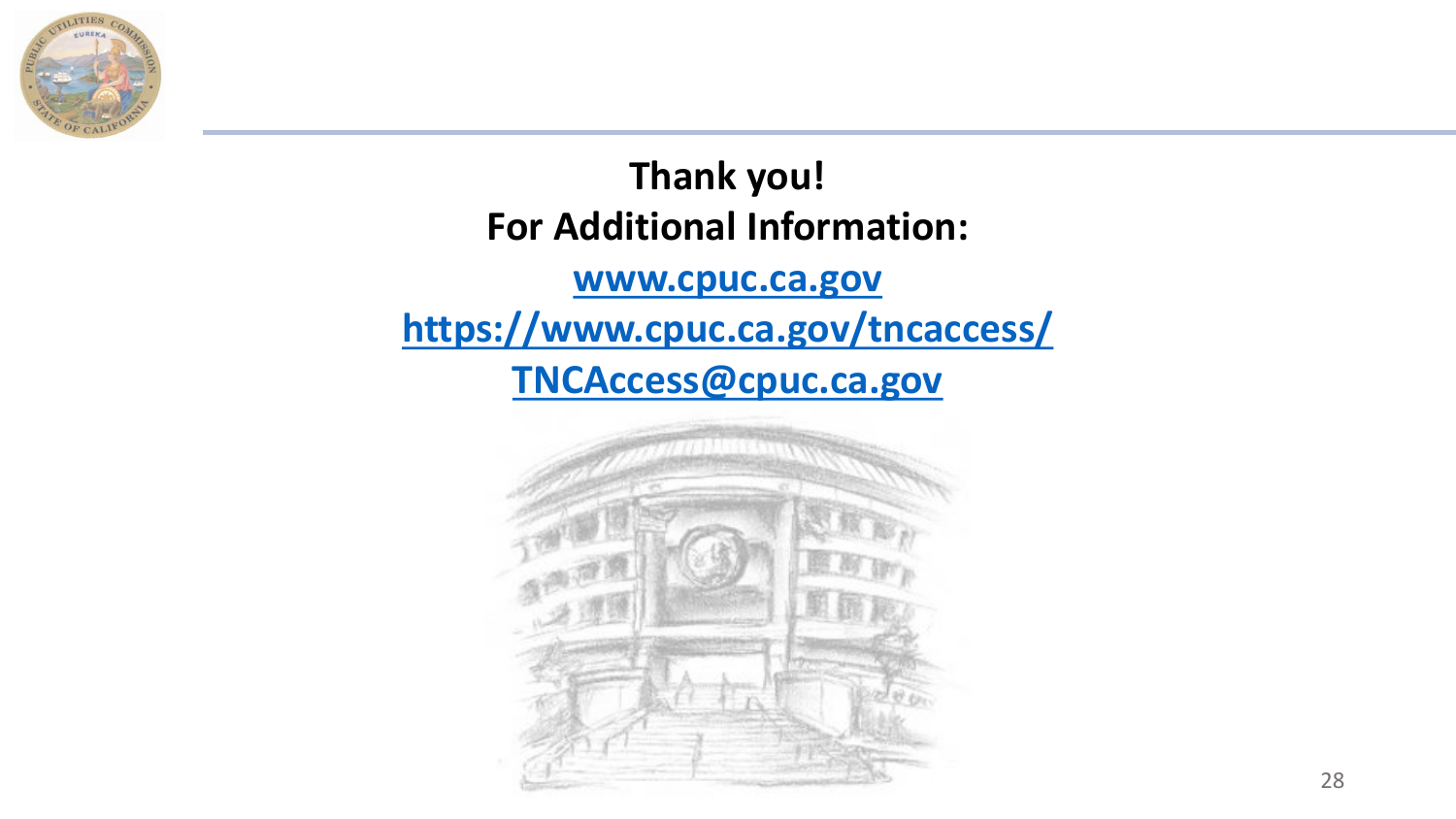**Thank you!**

**For Additional Information:**

[www.cpuc.ca.gov](http://www.cpuc.ca.gov)

[https://www.cpuc.ca.gov/tncaccess/](https://www.cpuc.ca.gov/tncaccess/)

[TNCAccess@cpuc.ca.gov](mailto:TNCAccess@cpuc.ca.gov)